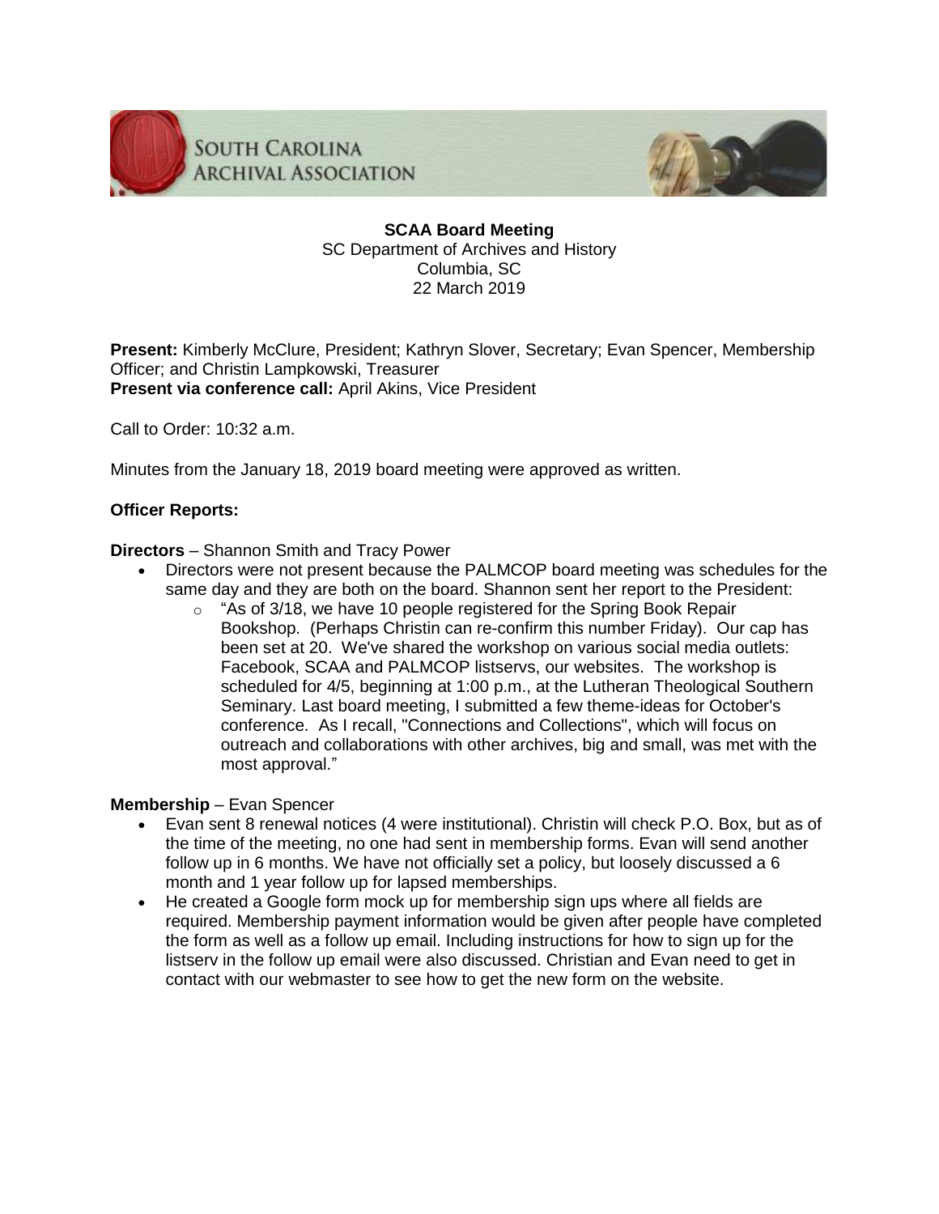SOUTH CAROLINA ARCHIVAL ASSOCIATION

**SCAA Board Meeting**
SC Department of Archives and History
Columbia, SC
22 March 2019

**Present:** Kimberly McClure, President; Kathryn Slover, Secretary; Evan Spencer, Membership Officer; and Christin Lampkowski, Treasurer
**Present via conference call:** April Akins, Vice President

Call to Order: 10:32 a.m.

Minutes from the January 18, 2019 board meeting were approved as written.

**Officer Reports:**

**Directors** – Shannon Smith and Tracy Power

- Directors were not present because the PALMCOP board meeting was schedules for the same day and they are both on the board. Shannon sent her report to the President:
  - "As of 3/18, we have 10 people registered for the Spring Book Repair Bookshop. (Perhaps Christin can re-confirm this number Friday). Our cap has been set at 20. We've shared the workshop on various social media outlets: Facebook, SCAA and PALMCOP listservs, our websites. The workshop is scheduled for 4/5, beginning at 1:00 p.m., at the Lutheran Theological Southern Seminary. Last board meeting, I submitted a few theme-ideas for October's conference. As I recall, "Connections and Collections", which will focus on outreach and collaborations with other archives, big and small, was met with the most approval."

**Membership** – Evan Spencer

- Evan sent 8 renewal notices (4 were institutional). Christin will check P.O. Box, but as of the time of the meeting, no one had sent in membership forms. Evan will send another follow up in 6 months. We have not officially set a policy, but loosely discussed a 6 month and 1 year follow up for lapsed memberships.
- He created a Google form mock up for membership sign ups where all fields are required. Membership payment information would be given after people have completed the form as well as a follow up email. Including instructions for how to sign up for the listserv in the follow up email were also discussed. Christian and Evan need to get in contact with our webmaster to see how to get the new form on the website.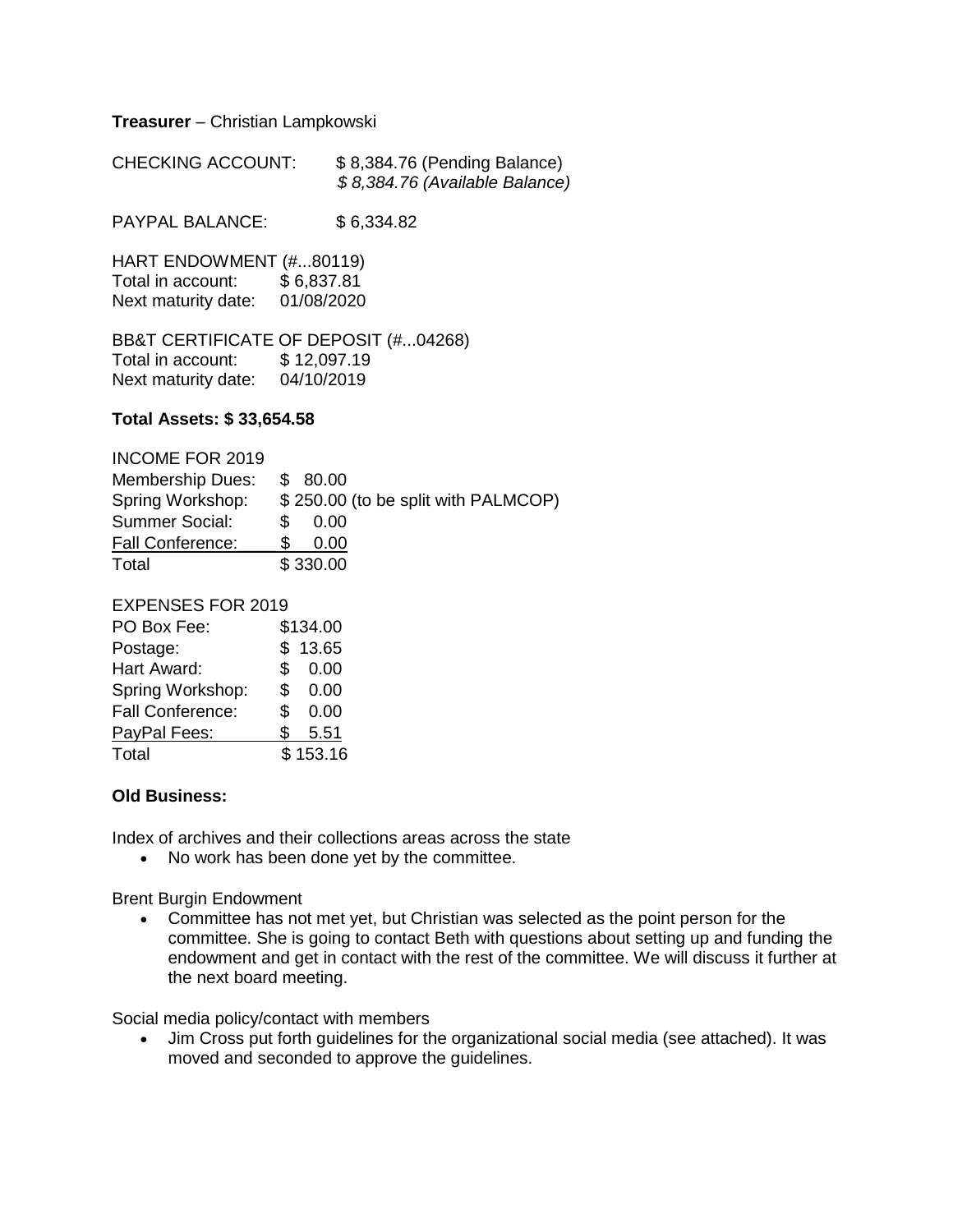**Treasurer** – Christian Lampkowski

CHECKING ACCOUNT: $ 8,384.76 (Pending Balance)
*$ 8,384.76 (Available Balance)*

PAYPAL BALANCE: $ 6,334.82

HART ENDOWMENT (#...80119)
Total in account: $ 6,837.81
Next maturity date: 01/08/2020

BB&T CERTIFICATE OF DEPOSIT (#...04268)
Total in account: $ 12,097.19
Next maturity date: 04/10/2019

**Total Assets: $ 33,654.58**

INCOME FOR 2019

| | |
|---|---|
| Membership Dues: | $ 80.00 |
| Spring Workshop: | $ 250.00 (to be split with PALMCOP) |
| Summer Social: | $ 0.00 |
| Fall Conference: | $ 0.00 |
| Total | $ 330.00 |

EXPENSES FOR 2019

| | |
|---|---|
| PO Box Fee: | $134.00 |
| Postage: | $ 13.65 |
| Hart Award: | $ 0.00 |
| Spring Workshop: | $ 0.00 |
| Fall Conference: | $ 0.00 |
| PayPal Fees: | $ 5.51 |
| Total | $ 153.16 |

**Old Business:**

Index of archives and their collections areas across the state

- No work has been done yet by the committee.

Brent Burgin Endowment

- Committee has not met yet, but Christian was selected as the point person for the committee. She is going to contact Beth with questions about setting up and funding the endowment and get in contact with the rest of the committee. We will discuss it further at the next board meeting.

Social media policy/contact with members

- Jim Cross put forth guidelines for the organizational social media (see attached). It was moved and seconded to approve the guidelines.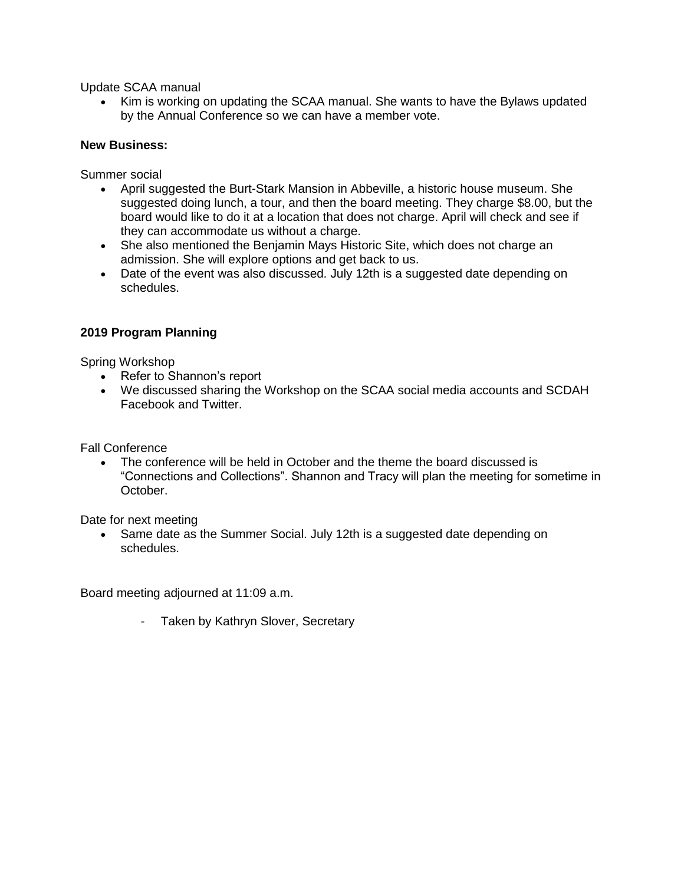Update SCAA manual

- Kim is working on updating the SCAA manual. She wants to have the Bylaws updated by the Annual Conference so we can have a member vote.

**New Business:**

Summer social

- April suggested the Burt-Stark Mansion in Abbeville, a historic house museum. She suggested doing lunch, a tour, and then the board meeting. They charge $8.00, but the board would like to do it at a location that does not charge. April will check and see if they can accommodate us without a charge.
- She also mentioned the Benjamin Mays Historic Site, which does not charge an admission. She will explore options and get back to us.
- Date of the event was also discussed. July 12th is a suggested date depending on schedules.

**2019 Program Planning**

Spring Workshop

- Refer to Shannon's report
- We discussed sharing the Workshop on the SCAA social media accounts and SCDAH Facebook and Twitter.

Fall Conference

- The conference will be held in October and the theme the board discussed is "Connections and Collections". Shannon and Tracy will plan the meeting for sometime in October.

Date for next meeting

- Same date as the Summer Social. July 12th is a suggested date depending on schedules.

Board meeting adjourned at 11:09 a.m.

- Taken by Kathryn Slover, Secretary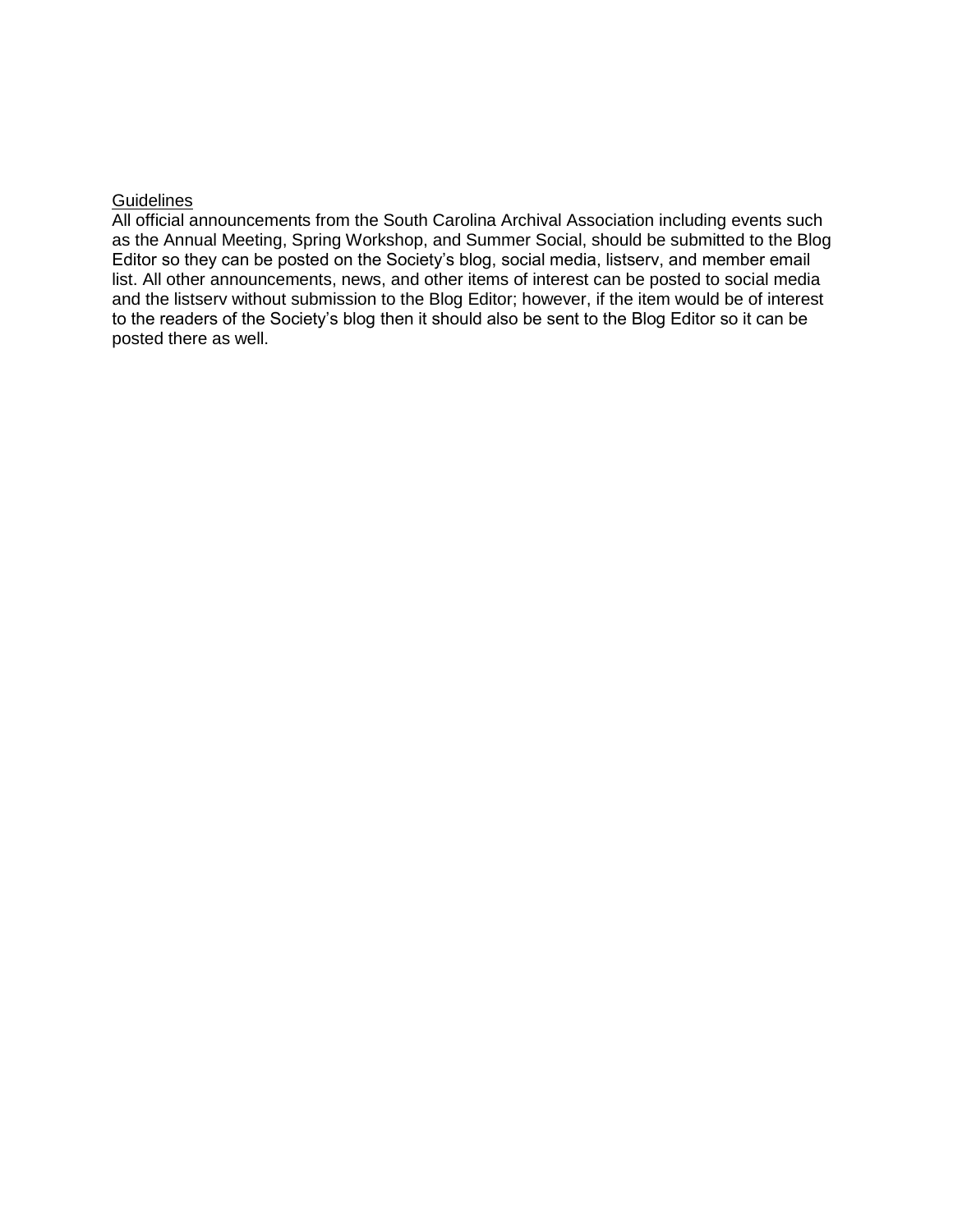<u>Guidelines</u>

All official announcements from the South Carolina Archival Association including events such as the Annual Meeting, Spring Workshop, and Summer Social, should be submitted to the Blog Editor so they can be posted on the Society's blog, social media, listserv, and member email list. All other announcements, news, and other items of interest can be posted to social media and the listserv without submission to the Blog Editor; however, if the item would be of interest to the readers of the Society's blog then it should also be sent to the Blog Editor so it can be posted there as well.